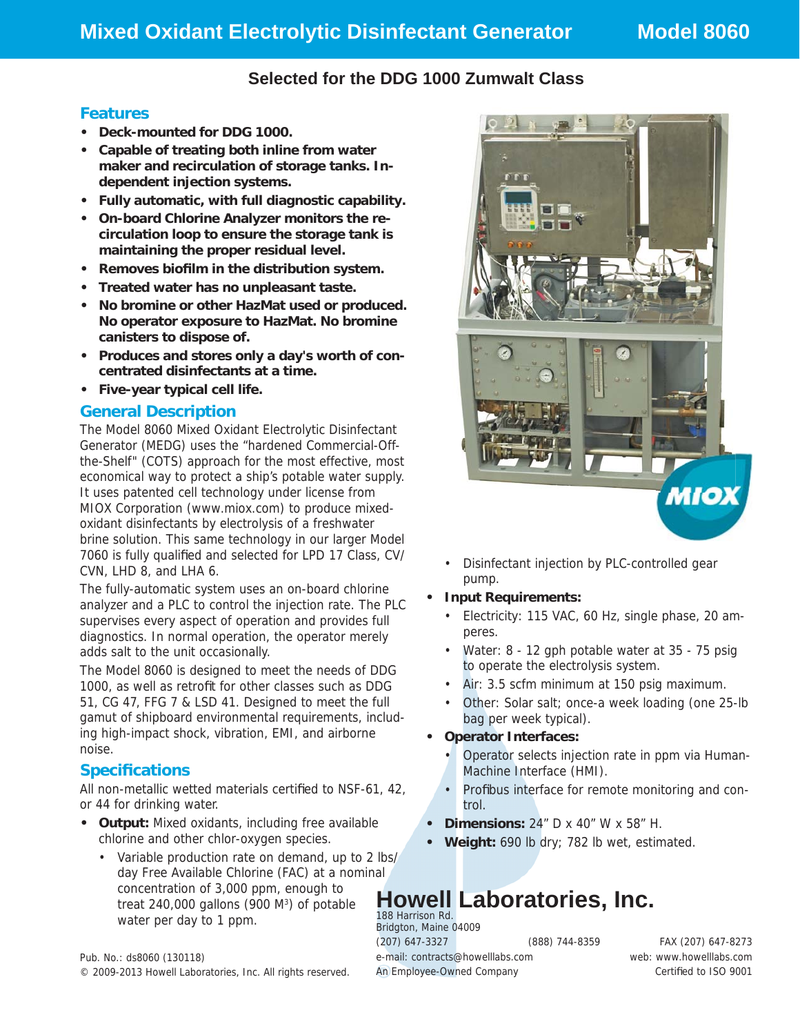# Mixed Oxidant Electrolytic Disinfectant Generator — Model 8060

**Selected for the DDG 1000 Zumwalt Class**

## Features

- **Deck-mounted for DDG 1000.**
- **Capable of treating both inline from water maker and recirculation of storage tanks. Independent injection systems.**
- **Fully automatic, with full diagnostic capability.**
- **On-board Chlorine Analyzer monitors the recirculation loop to ensure the storage tank is maintaining the proper residual level.**
- **Removes biofilm in the distribution system.**
- **Treated water has no unpleasant taste.**
- **No bromine or other HazMat used or produced. No operator exposure to HazMat. No bromine canisters to dispose of.**
- **Produces and stores only a day's worth of concentrated disinfectants at a time.**
- **Five-year typical cell life.**

## General Description

The Model 8060 Mixed Oxidant Electrolytic Disinfectant Generator (MEDG) uses the "hardened Commercial-Off-the-Shelf" (COTS) approach for the most effective, most economical way to protect a ship's potable water supply. It uses patented cell technology under license from MIOX Corporation (www.miox.com) to produce mixed-oxidant disinfectants by electrolysis of a freshwater brine solution. This same technology in our larger Model 7060 is fully qualified and selected for LPD 17 Class, CV/CVN, LHD 8, and LHA 6.

The fully-automatic system uses an on-board chlorine analyzer and a PLC to control the injection rate. The PLC supervises every aspect of operation and provides full diagnostics. In normal operation, the operator merely adds salt to the unit occasionally.

The Model 8060 is designed to meet the needs of DDG 1000, as well as retrofit for other classes such as DDG 51, CG 47, FFG 7 & LSD 41. Designed to meet the full gamut of shipboard environmental requirements, including high-impact shock, vibration, EMI, and airborne noise.

## Specifications

All non-metallic wetted materials certified to NSF-61, 42, or 44 for drinking water.

- **Output:** Mixed oxidants, including free available chlorine and other chlor-oxygen species.
  - Variable production rate on demand, up to 2 lbs/day Free Available Chlorine (FAC) at a nominal concentration of 3,000 ppm, enough to treat 240,000 gallons (900 M$^3$) of potable water per day to 1 ppm.
  - Disinfectant injection by PLC-controlled gear pump.
- **Input Requirements:**
  - Electricity: 115 VAC, 60 Hz, single phase, 20 amperes.
  - Water: 8 - 12 gph potable water at 35 - 75 psig to operate the electrolysis system.
  - Air: 3.5 scfm minimum at 150 psig maximum.
  - Other: Solar salt; once-a week loading (one 25-lb bag per week typical).
- **Operator Interfaces:**
  - Operator selects injection rate in ppm via Human-Machine Interface (HMI).
  - Profibus interface for remote monitoring and control.
- **Dimensions:** 24" D x 40" W x 58" H.
- **Weight:** 690 lb dry; 782 lb wet, estimated.

MIOX

**Howell Laboratories, Inc.**
188 Harrison Rd.
Bridgton, Maine 04009
(207) 647-3327 (888) 744-8359 FAX (207) 647-8273
e-mail: contracts@howelllabs.com web: www.howelllabs.com
An Employee-Owned Company Certified to ISO 9001

Pub. No.: ds8060 (130118)
© 2009-2013 Howell Laboratories, Inc. All rights reserved.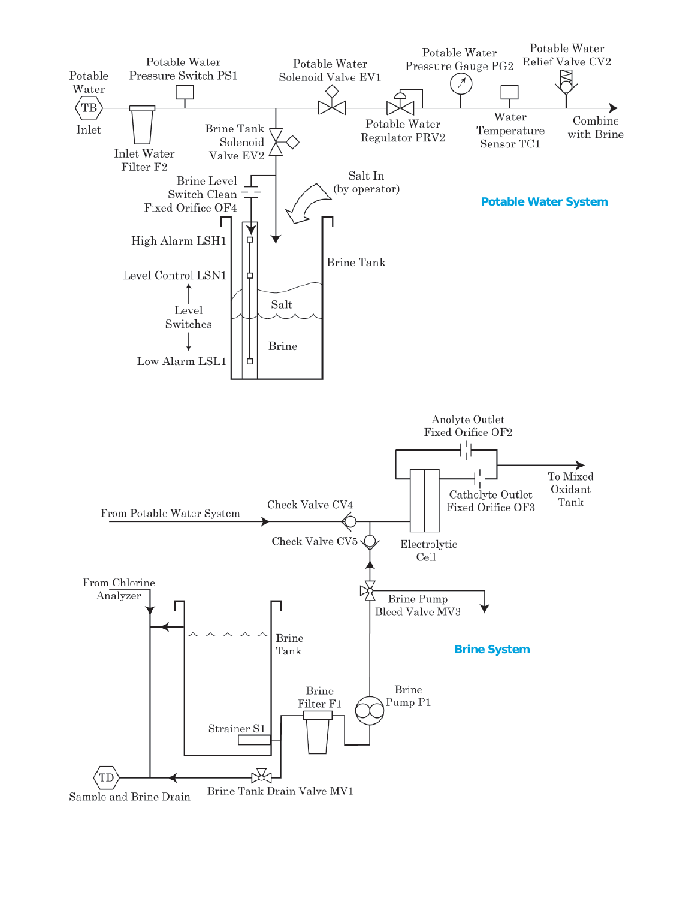Potable Water Inlet

TB

Potable Water Pressure Switch PS1

Inlet Water Filter F2

Potable Water Solenoid Valve EV1

Potable Water Pressure Gauge PG2

Potable Water Relief Valve CV2

Potable Water Regulator PRV2

Water Temperature Sensor TC1

Combine with Brine

Brine Tank Solenoid Valve EV2

Brine Level Switch Clean Fixed Orifice OF4

Salt In (by operator)

**Potable Water System**

High Alarm LSH1

Level Control LSN1

Level Switches

Low Alarm LSL1

Brine Tank

Salt

Brine

Anolyte Outlet Fixed Orifice OF2

To Mixed Oxidant Tank

Catholyte Outlet Fixed Orifice OF3

From Potable Water System

Check Valve CV4

Check Valve CV5

Electrolytic Cell

From Chlorine Analyzer

Brine Pump Bleed Valve MV3

Brine Tank

**Brine System**

Brine Pump P1

Brine Filter F1

Strainer S1

TD

Sample and Brine Drain

Brine Tank Drain Valve MV1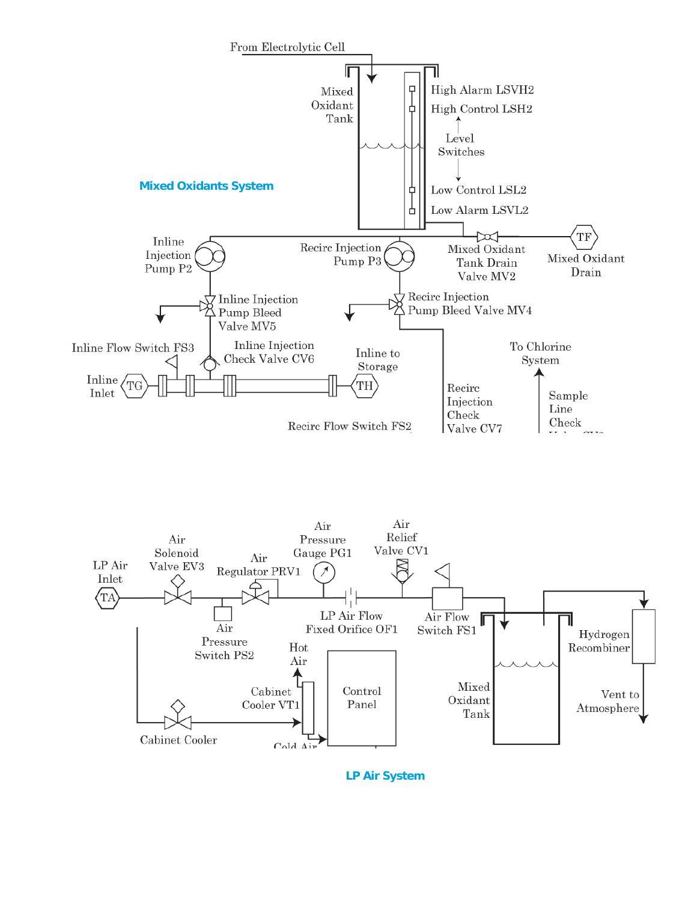From Electrolytic Cell

Mixed Oxidant Tank

High Alarm LSVH2

High Control LSH2

Level Switches

Low Control LSL2

Low Alarm LSVL2

**Mixed Oxidants System**

Inline Injection Pump P2

Recirc Injection Pump P3

Mixed Oxidant Tank Drain Valve MV2

TF

Mixed Oxidant Drain

Inline Injection Pump Bleed Valve MV5

Recirc Injection Pump Bleed Valve MV4

Inline Flow Switch FS3

Inline Injection Check Valve CV6

Inline to Storage

To Chlorine System

Inline Inlet

TG

TH

Recirc Injection Check Valve CV7

Sample Line Check

Recirc Flow Switch FS2

LP Air Inlet

TA

Air Solenoid Valve EV3

Air Regulator PRV1

Air Pressure Gauge PG1

Air Relief Valve CV1

Air Pressure Switch PS2

LP Air Flow Fixed Orifice OF1

Air Flow Switch FS1

Hydrogen Recombiner

Hot Air

Cabinet Cooler VT1

Control Panel

Mixed Oxidant Tank

Vent to Atmosphere

Cabinet Cooler

Cold Air

**LP Air System**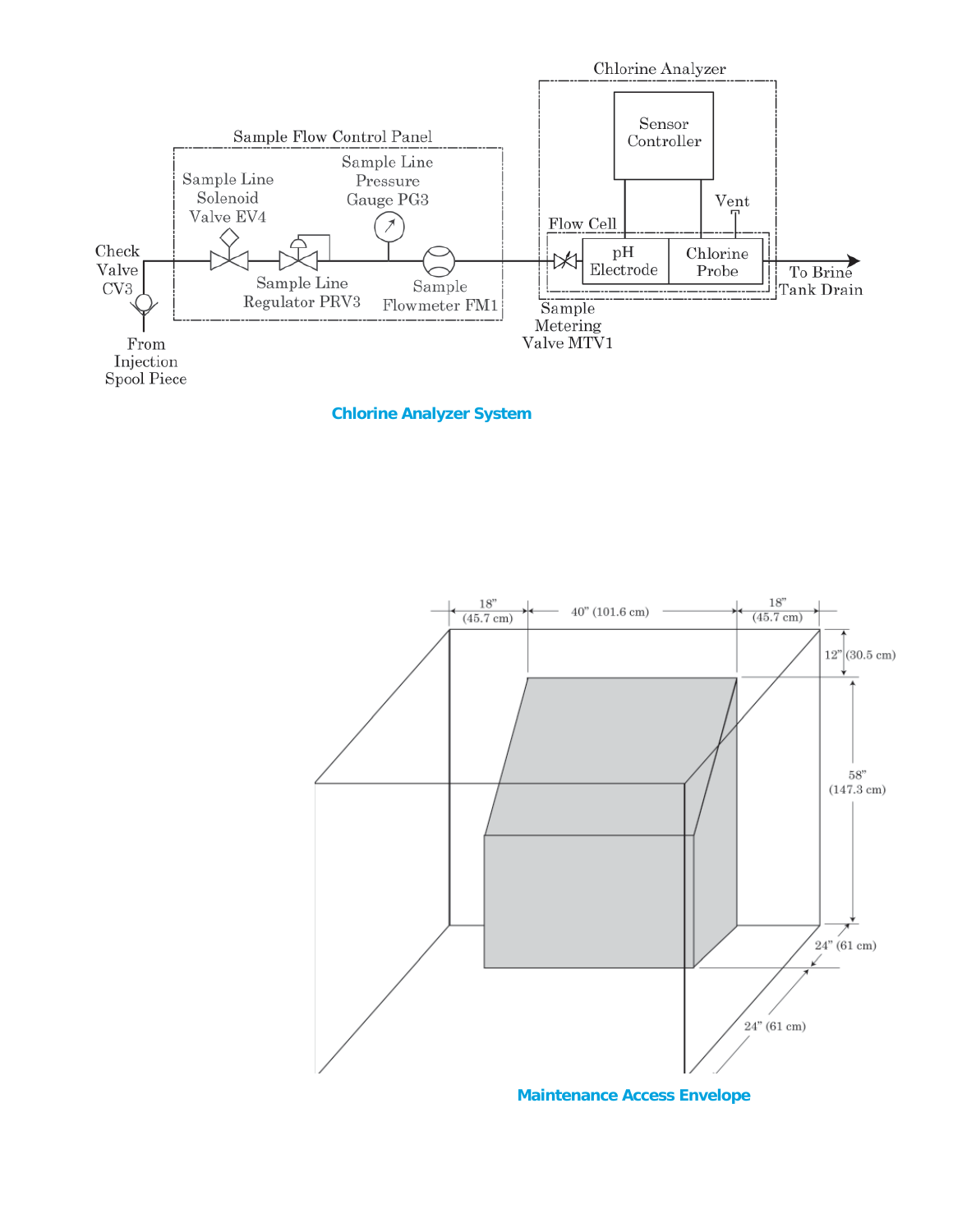Chlorine Analyzer

Sample Flow Control Panel

Sensor Controller

Vent

Flow Cell

Sample Line Solenoid Valve EV4

Sample Line Pressure Gauge PG3

Check Valve CV3

pH Electrode

Chlorine Probe

To Brine Tank Drain

Sample Line Regulator PRV3

Sample Flowmeter FM1

Sample Metering Valve MTV1

From Injection Spool Piece

**Chlorine Analyzer System**

18" (45.7 cm)

40" (101.6 cm)

18" (45.7 cm)

12" (30.5 cm)

58" (147.3 cm)

24" (61 cm)

24" (61 cm)

**Maintenance Access Envelope**